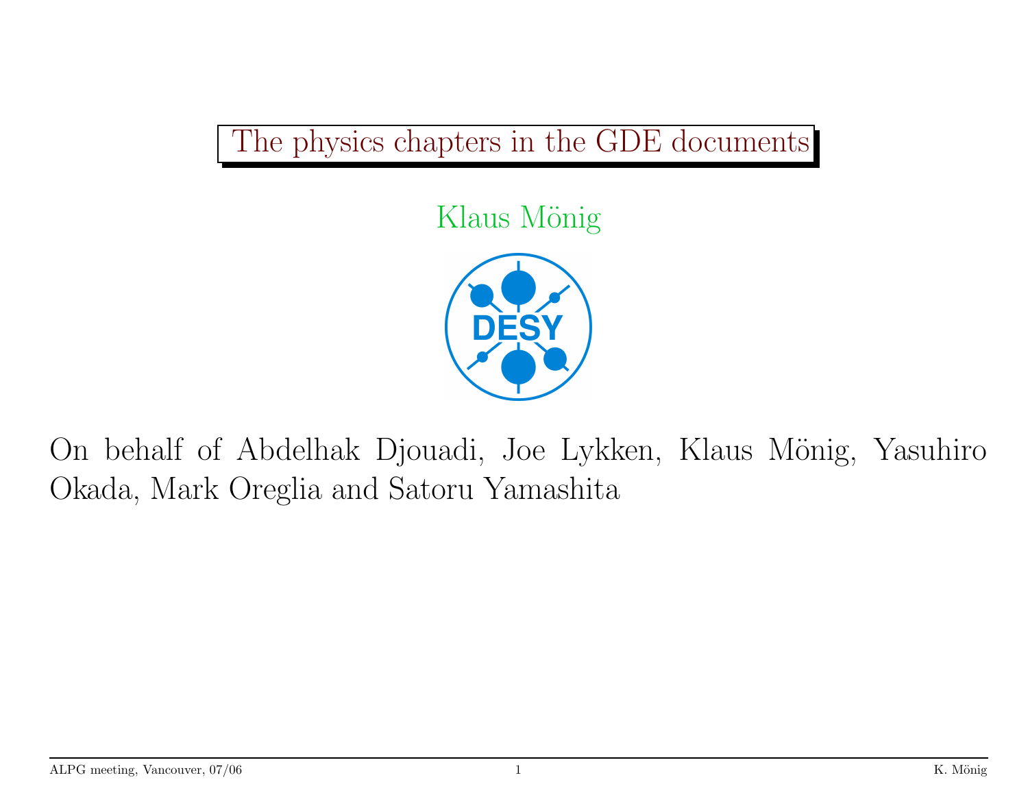# The physics chapters in the GDE documents

Klaus Mönig

DESY

On behalf of Abdelhak Djouadi, Joe Lykken, Klaus Mönig, Yasuhiro Okada, Mark Oreglia and Satoru Yamashita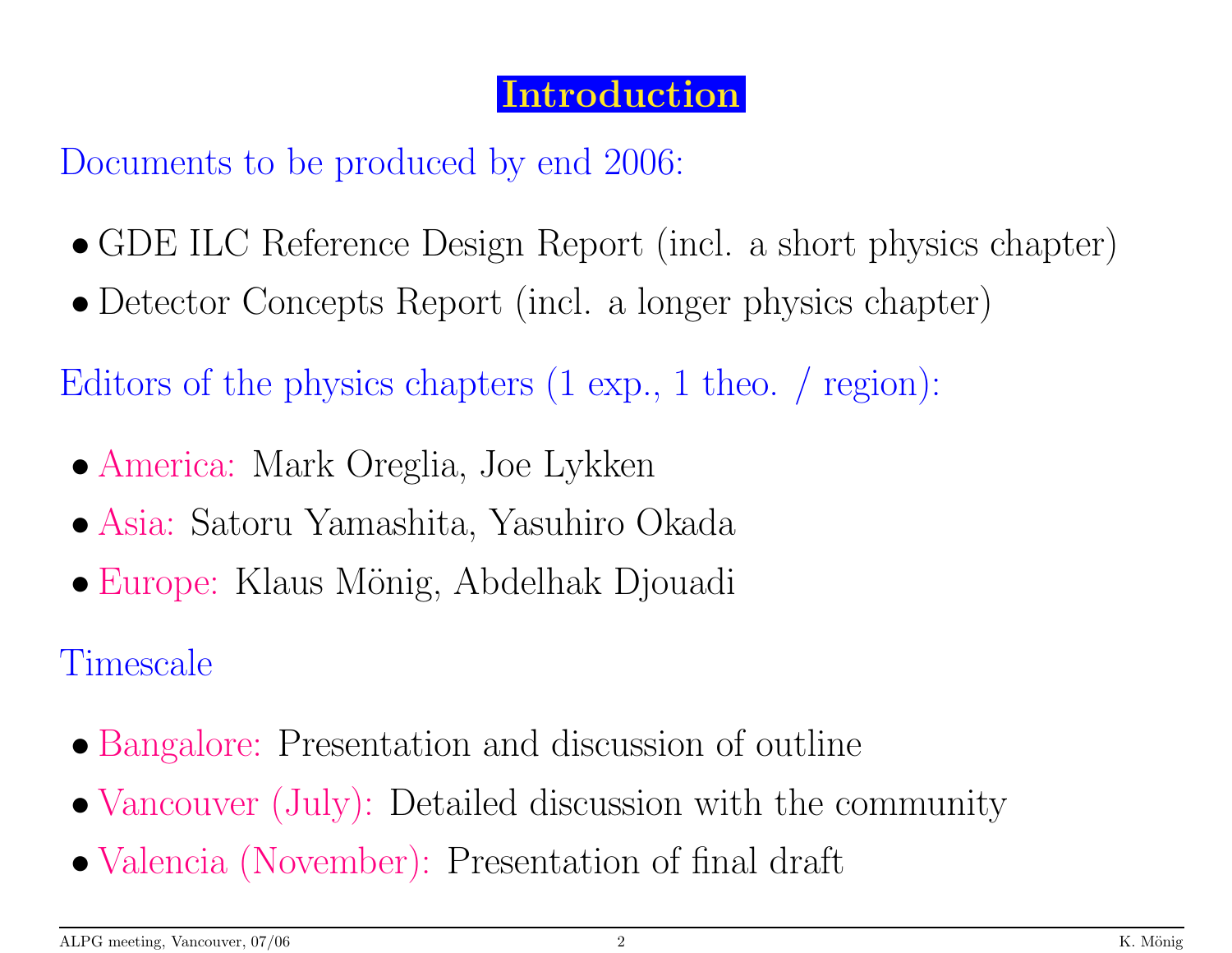# Introduction

Documents to be produced by end 2006:

- GDE ILC Reference Design Report (incl. a short physics chapter)
- Detector Concepts Report (incl. a longer physics chapter)

Editors of the physics chapters (1 exp., 1 theo. / region):

- America: Mark Oreglia, Joe Lykken
- Asia: Satoru Yamashita, Yasuhiro Okada
- Europe: Klaus Mönig, Abdelhak Djouadi

Timescale

- Bangalore: Presentation and discussion of outline
- Vancouver (July): Detailed discussion with the community
- Valencia (November): Presentation of final draft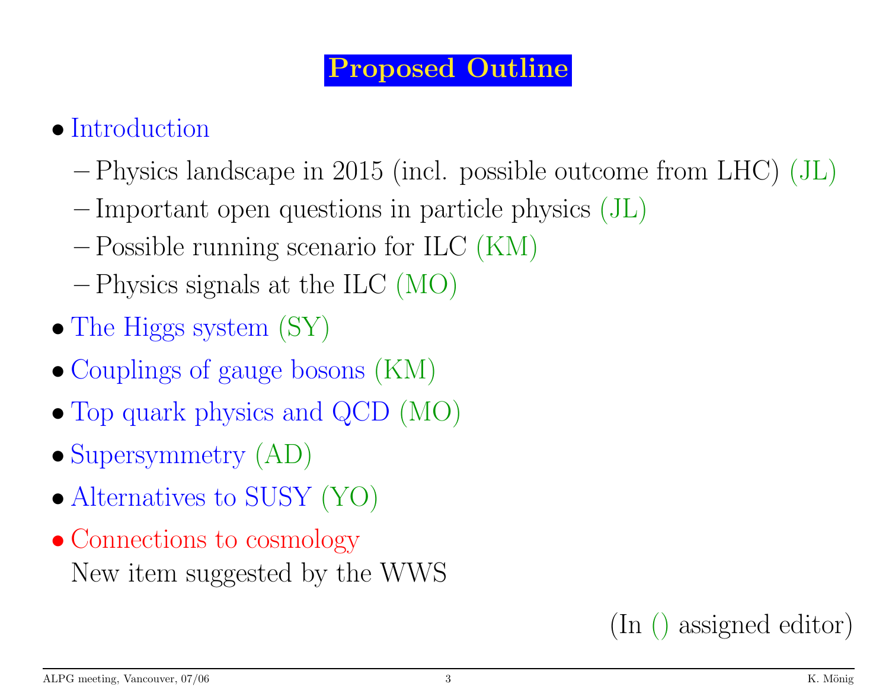# Proposed Outline

- Introduction
  - Physics landscape in 2015 (incl. possible outcome from LHC) (JL)
  - Important open questions in particle physics (JL)
  - Possible running scenario for ILC (KM)
  - Physics signals at the ILC (MO)
- The Higgs system (SY)
- Couplings of gauge bosons (KM)
- Top quark physics and QCD (MO)
- Supersymmetry (AD)
- Alternatives to SUSY (YO)
- Connections to cosmology
  New item suggested by the WWS

(In () assigned editor)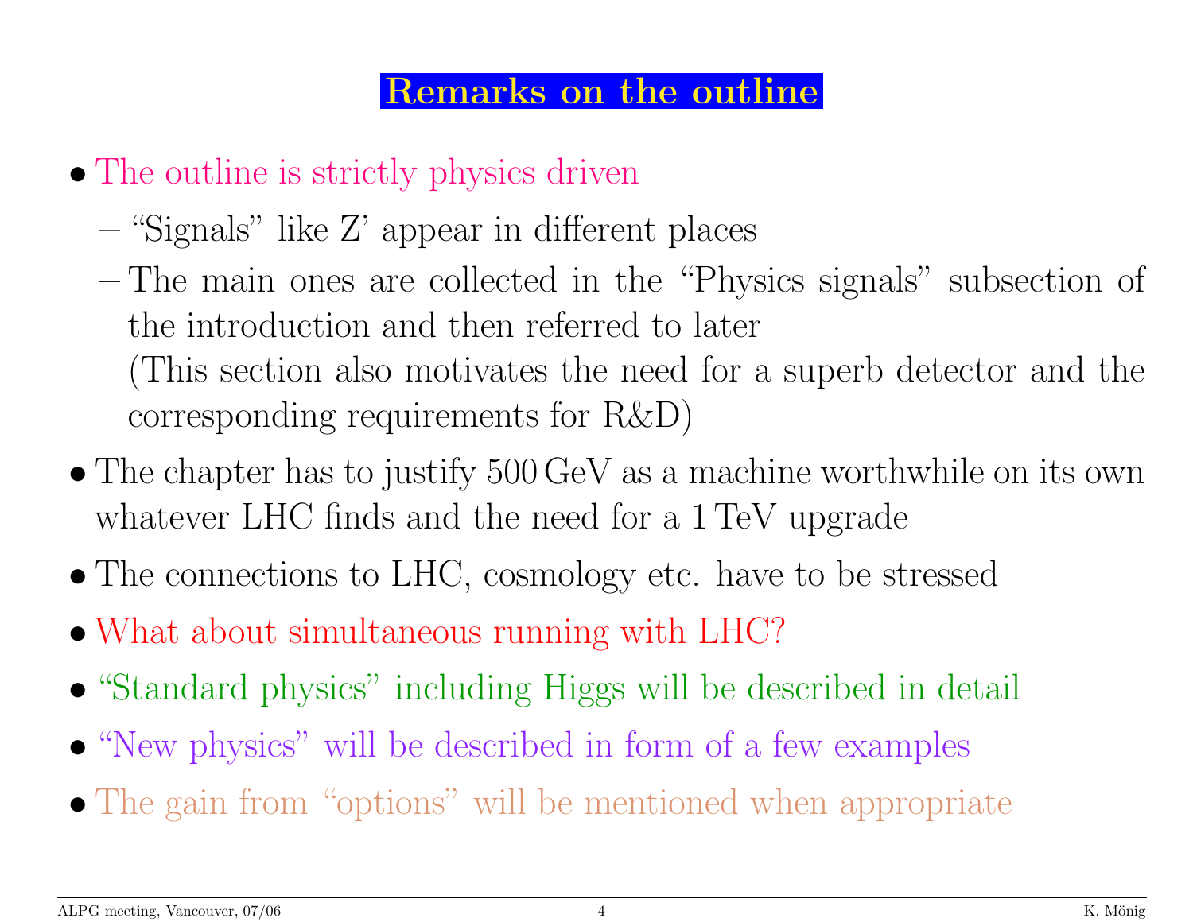# Remarks on the outline

- The outline is strictly physics driven
  - "Signals" like Z' appear in different places
  - The main ones are collected in the "Physics signals" subsection of the introduction and then referred to later
    (This section also motivates the need for a superb detector and the corresponding requirements for R&D)
- The chapter has to justify 500 GeV as a machine worthwhile on its own whatever LHC finds and the need for a 1 TeV upgrade
- The connections to LHC, cosmology etc. have to be stressed
- What about simultaneous running with LHC?
- "Standard physics" including Higgs will be described in detail
- "New physics" will be described in form of a few examples
- The gain from "options" will be mentioned when appropriate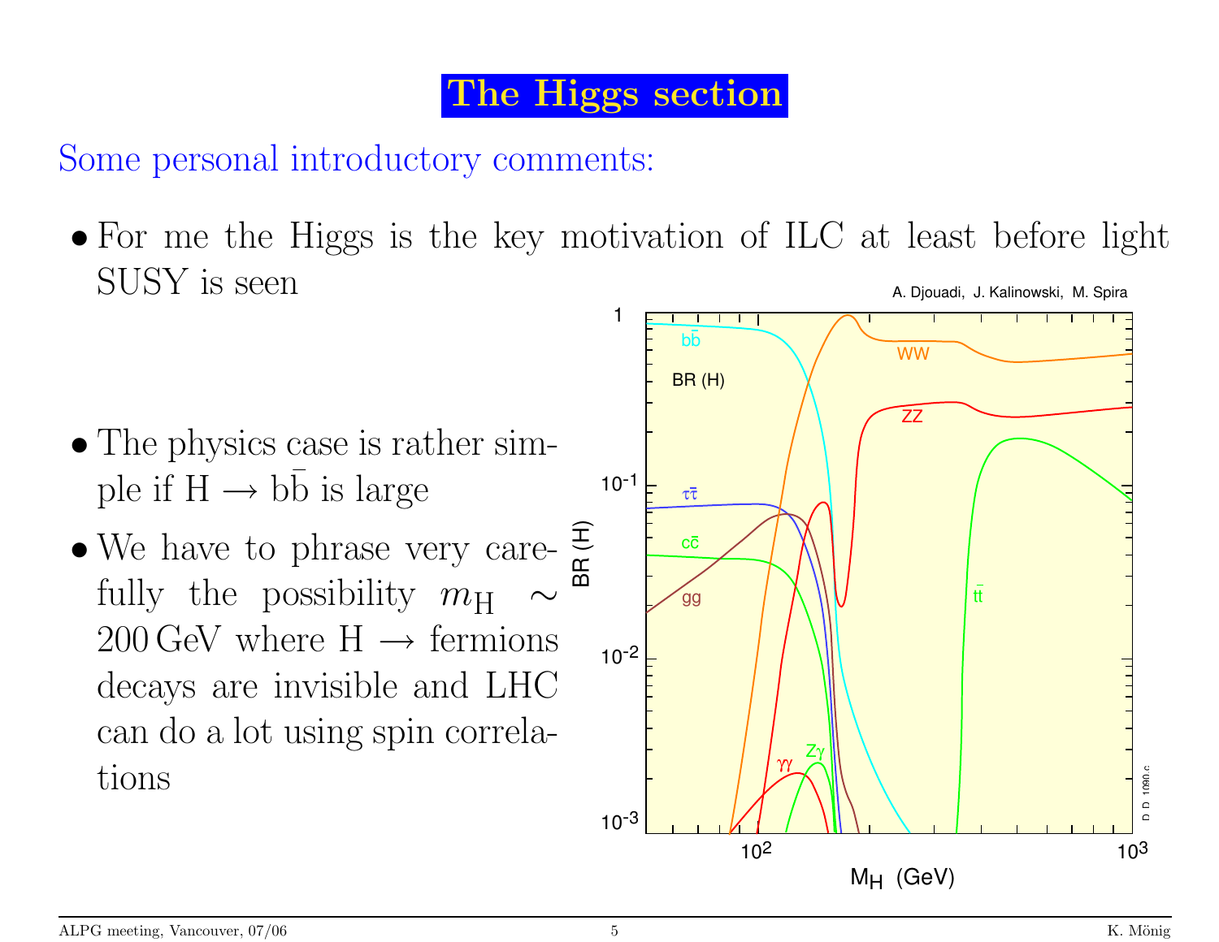# The Higgs section

Some personal introductory comments:

- For me the Higgs is the key motivation of ILC at least before light SUSY is seen
- The physics case is rather simple if $\mathrm{H} \to \mathrm{b\bar{b}}$ is large
- We have to phrase very carefully the possibility $m_{\mathrm{H}} \sim 200\,\mathrm{GeV}$ where $\mathrm{H} \to$ fermions decays are invisible and LHC can do a lot using spin correlations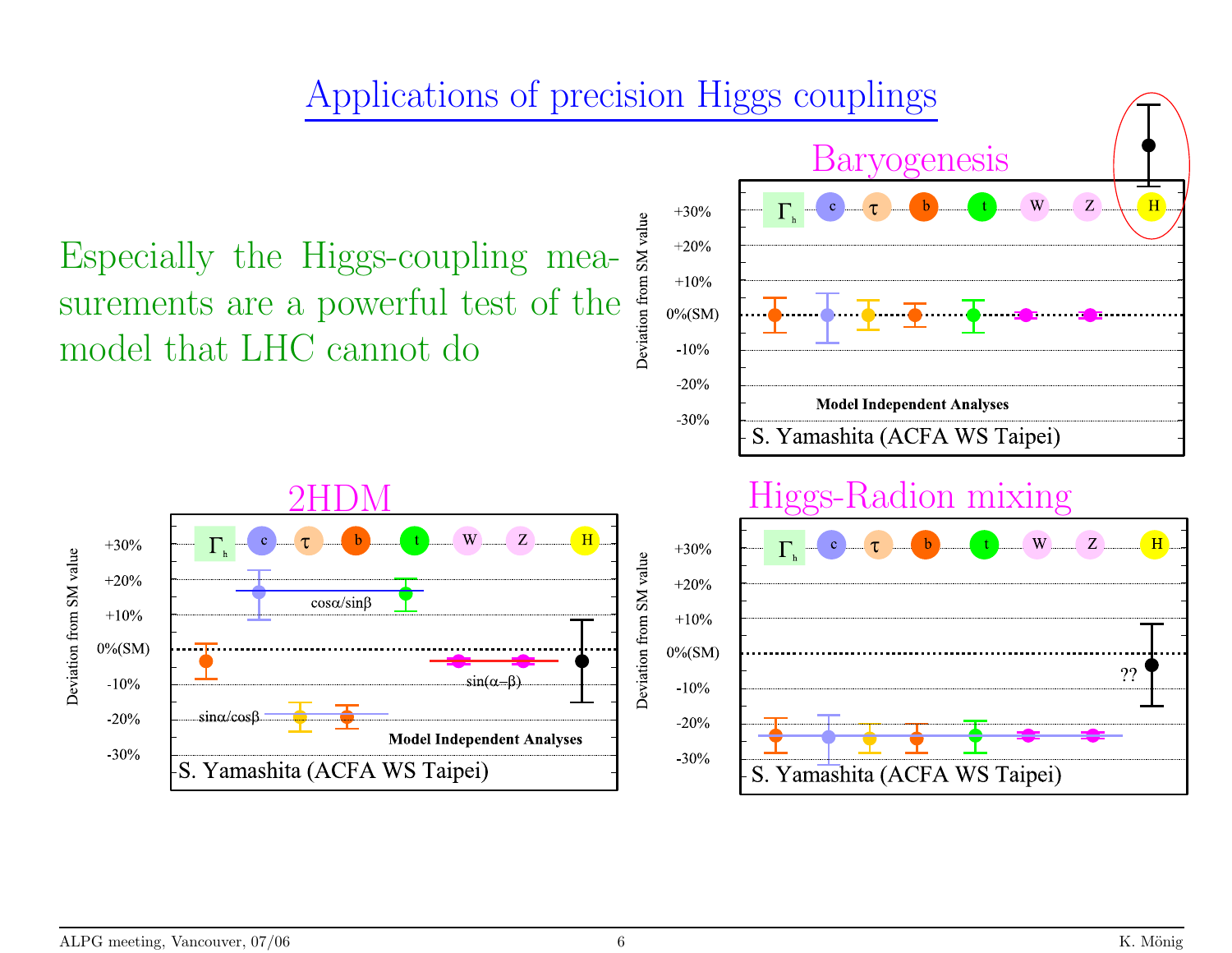# Applications of precision Higgs couplings

Especially the Higgs-coupling measurements are a powerful test of the model that LHC cannot do

## Baryogenesis

Deviation from SM value: +30%, +20%, +10%, 0%(SM), -10%, -20%, -30%

$\Gamma_h$, c, $\tau$, b, t, W, Z, H

Model Independent Analyses

S. Yamashita (ACFA WS Taipei)

## 2HDM

Deviation from SM value: +30%, +20%, +10%, 0%(SM), -10%, -20%, -30%

$\Gamma_h$, c, $\tau$, b, t, W, Z, H

$\cos\alpha/\sin\beta$

$\sin(\alpha-\beta)$

$\sin\alpha/\cos\beta$

Model Independent Analyses

S. Yamashita (ACFA WS Taipei)

## Higgs-Radion mixing

Deviation from SM value: +30%, +20%, +10%, 0%(SM), -10%, -20%, -30%

$\Gamma_h$, c, $\tau$, b, t, W, Z, H

??

S. Yamashita (ACFA WS Taipei)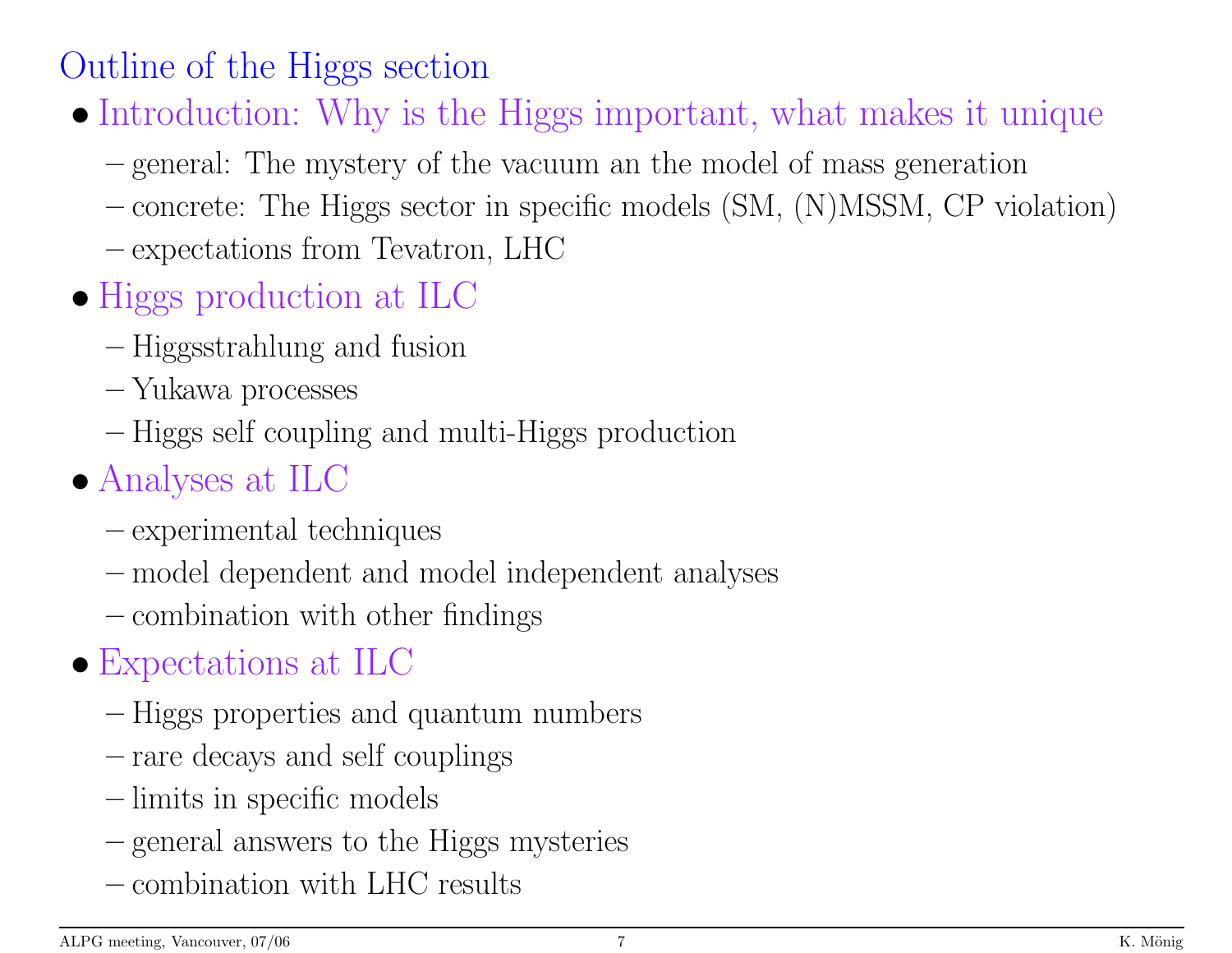# Outline of the Higgs section

- Introduction: Why is the Higgs important, what makes it unique
  - general: The mystery of the vacuum an the model of mass generation
  - concrete: The Higgs sector in specific models (SM, (N)MSSM, CP violation)
  - expectations from Tevatron, LHC
- Higgs production at ILC
  - Higgsstrahlung and fusion
  - Yukawa processes
  - Higgs self coupling and multi-Higgs production
- Analyses at ILC
  - experimental techniques
  - model dependent and model independent analyses
  - combination with other findings
- Expectations at ILC
  - Higgs properties and quantum numbers
  - rare decays and self couplings
  - limits in specific models
  - general answers to the Higgs mysteries
  - combination with LHC results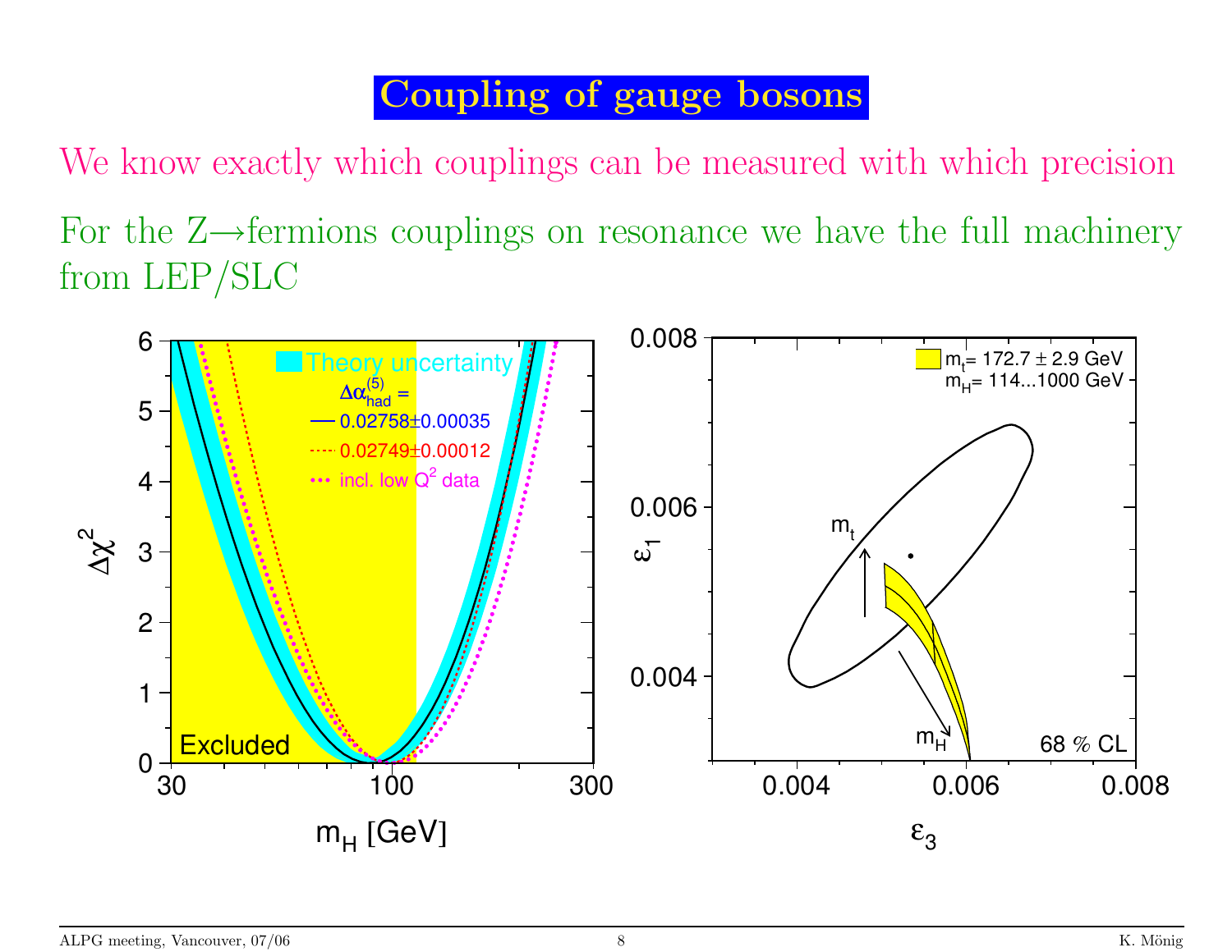# Coupling of gauge bosons

We know exactly which couplings can be measured with which precision

For the Z→fermions couplings on resonance we have the full machinery from LEP/SLC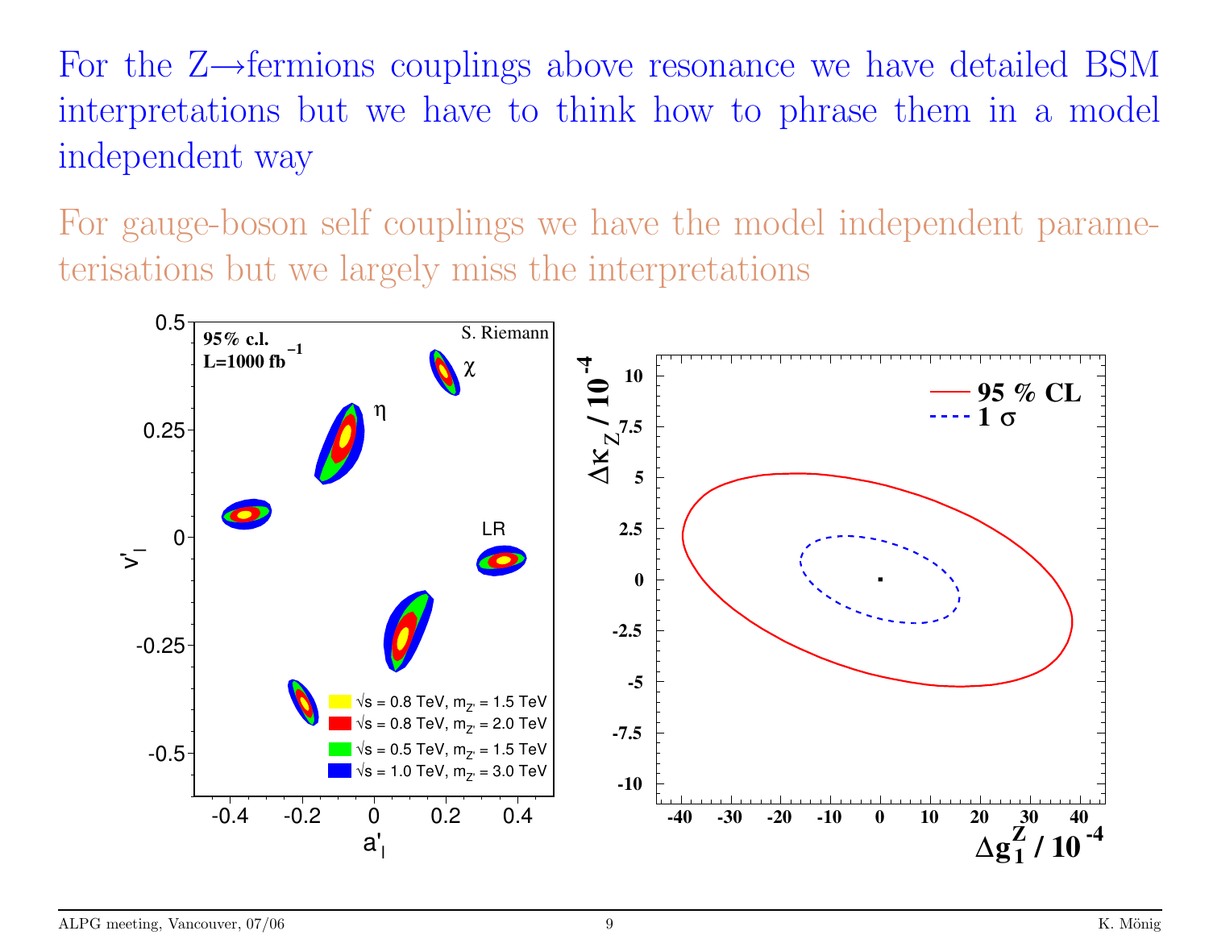For the Z→fermions couplings above resonance we have detailed BSM interpretations but we have to think how to phrase them in a model independent way

For gauge-boson self couplings we have the model independent parameterisations but we largely miss the interpretations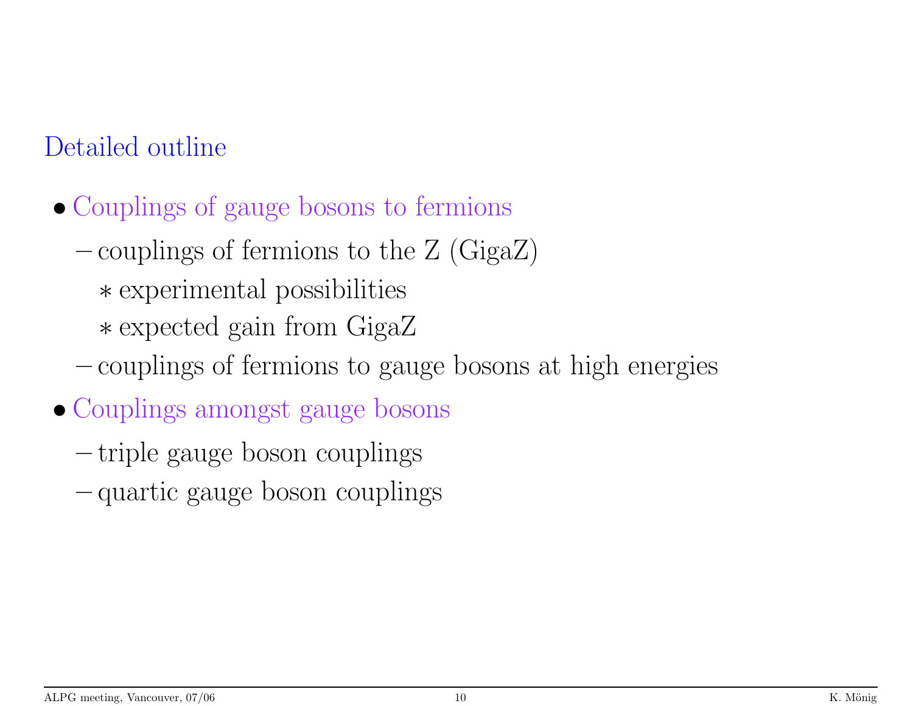## Detailed outline

- Couplings of gauge bosons to fermions
  - couplings of fermions to the Z (GigaZ)
    - experimental possibilities
    - expected gain from GigaZ
  - couplings of fermions to gauge bosons at high energies
- Couplings amongst gauge bosons
  - triple gauge boson couplings
  - quartic gauge boson couplings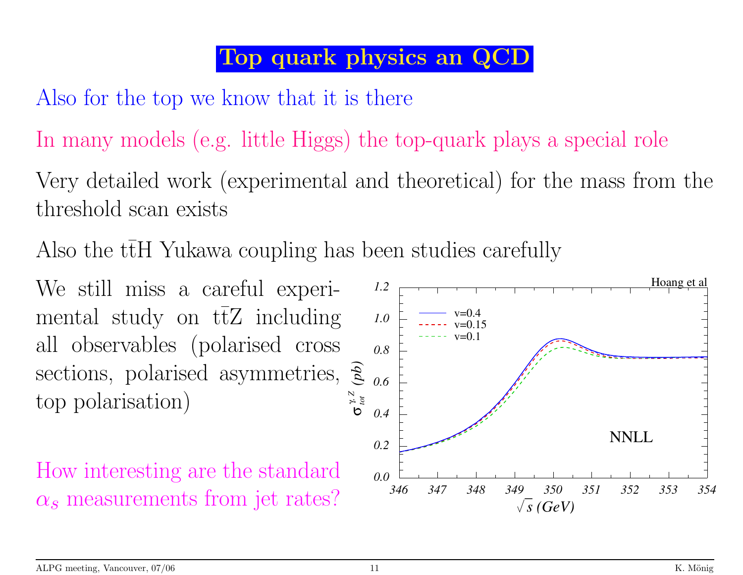# Top quark physics an QCD

Also for the top we know that it is there

In many models (e.g. little Higgs) the top-quark plays a special role

Very detailed work (experimental and theoretical) for the mass from the threshold scan exists

Also the $t\bar{t}H$ Yukawa coupling has been studies carefully

We still miss a careful experimental study on $t\bar{t}Z$ including all observables (polarised cross sections, polarised asymmetries, top polarisation)

How interesting are the standard $\alpha_s$ measurements from jet rates?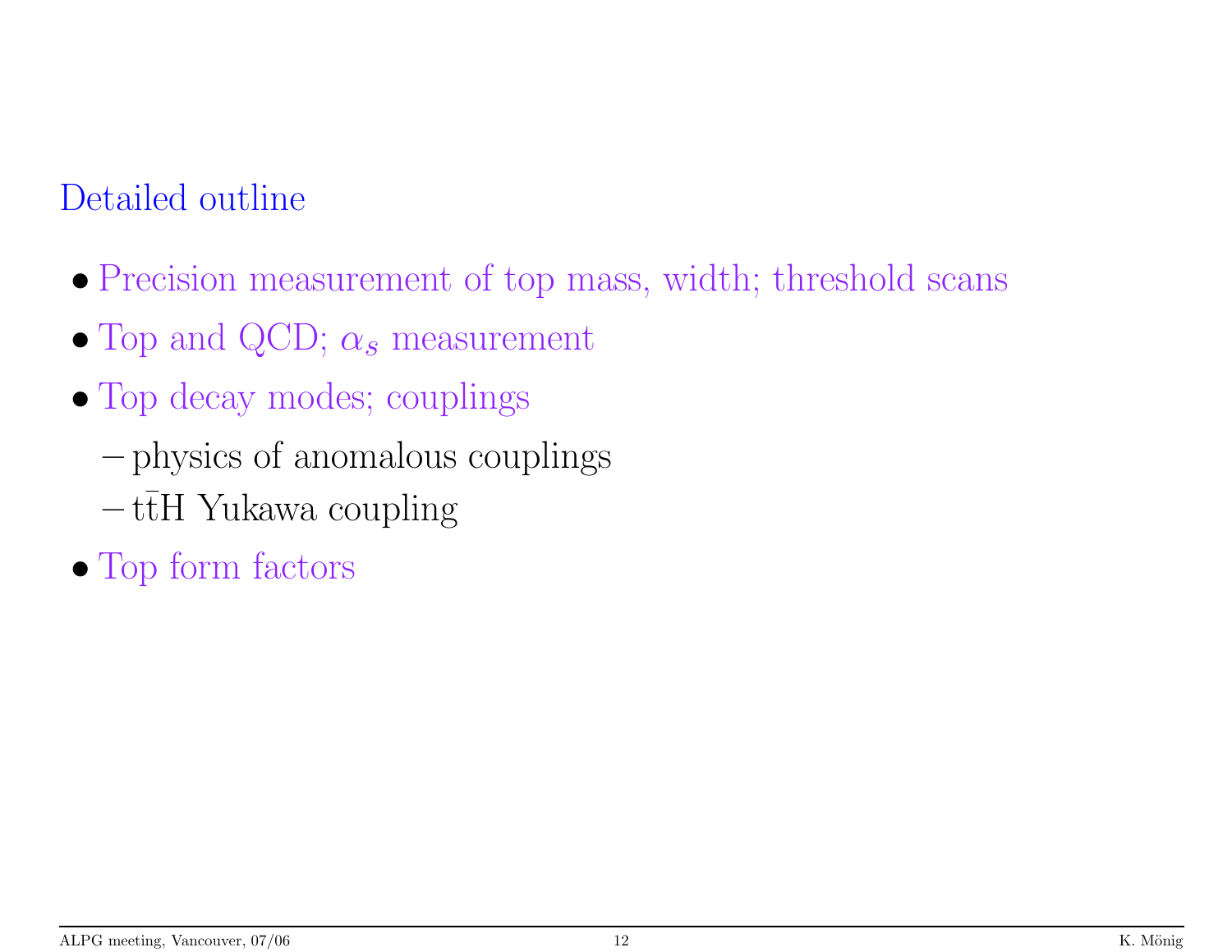## Detailed outline

- Precision measurement of top mass, width; threshold scans
- Top and QCD; $\alpha_s$ measurement
- Top decay modes; couplings
  - physics of anomalous couplings
  - $t\bar{t}H$ Yukawa coupling
- Top form factors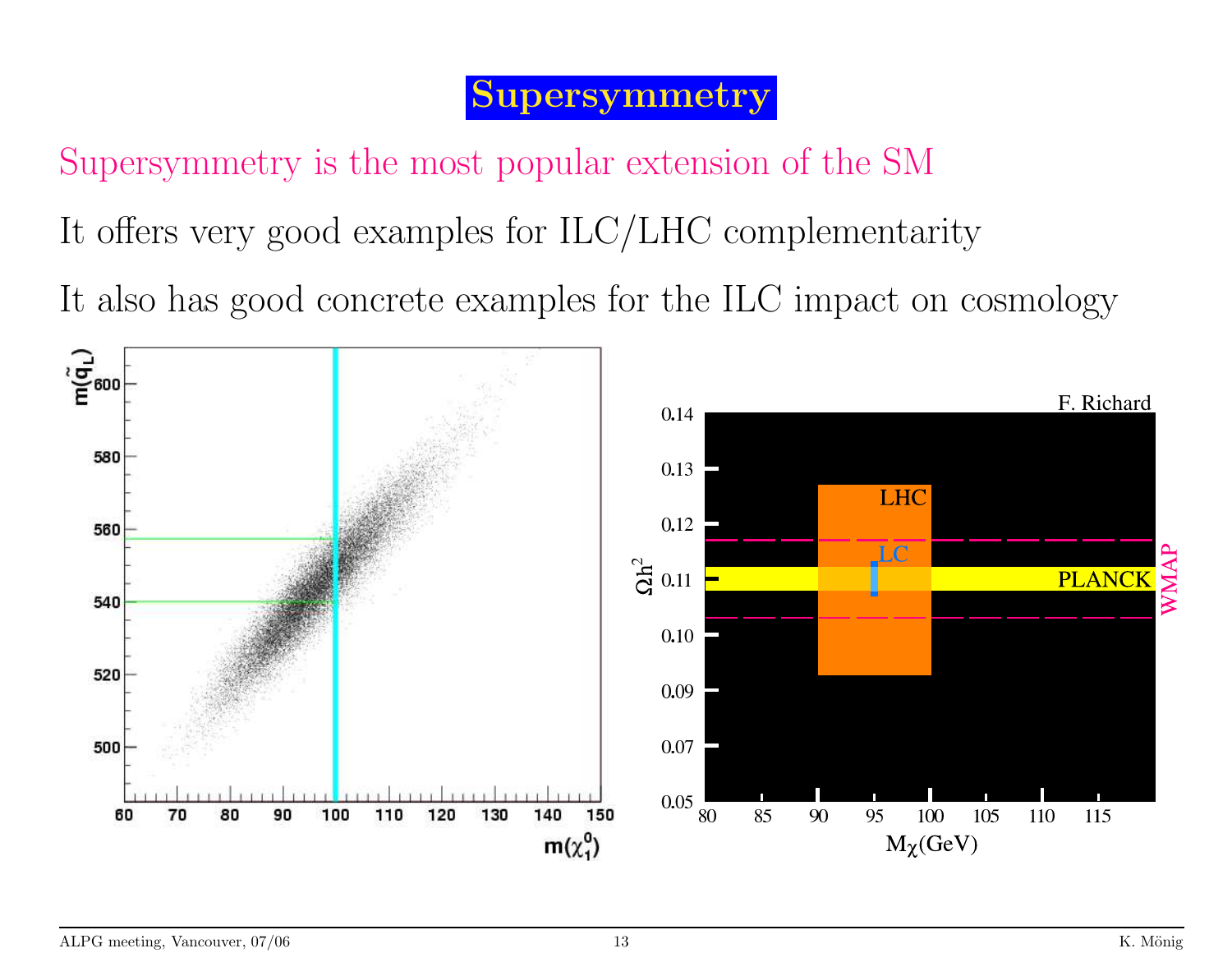# Supersymmetry

Supersymmetry is the most popular extension of the SM

It offers very good examples for ILC/LHC complementarity

It also has good concrete examples for the ILC impact on cosmology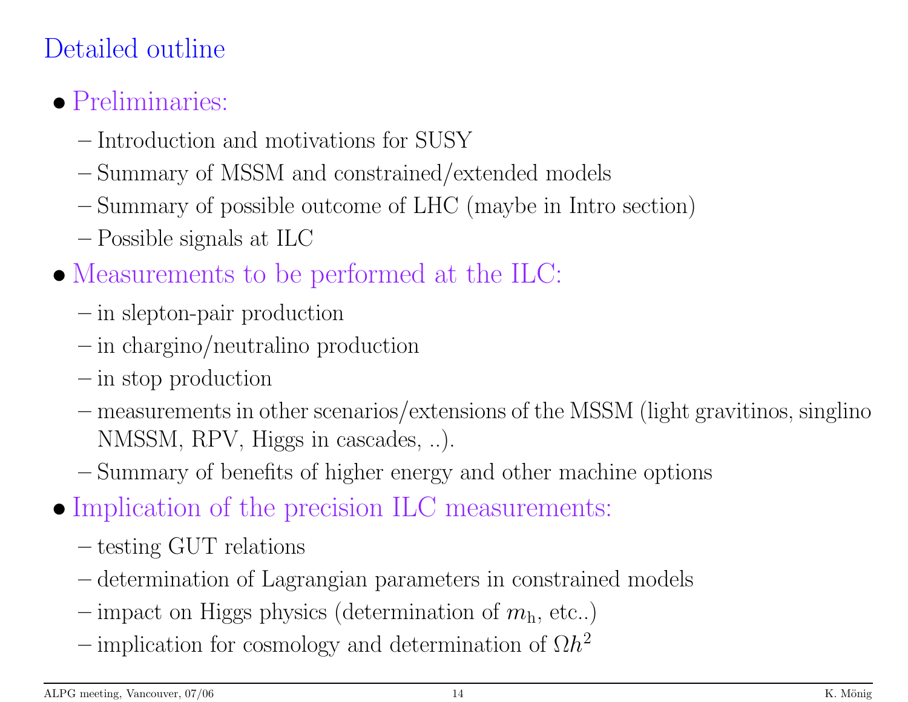# Detailed outline

- **Preliminaries:**
  - Introduction and motivations for SUSY
  - Summary of MSSM and constrained/extended models
  - Summary of possible outcome of LHC (maybe in Intro section)
  - Possible signals at ILC
- **Measurements to be performed at the ILC:**
  - in slepton-pair production
  - in chargino/neutralino production
  - in stop production
  - measurements in other scenarios/extensions of the MSSM (light gravitinos, singlino NMSSM, RPV, Higgs in cascades, ..).
  - Summary of benefits of higher energy and other machine options
- **Implication of the precision ILC measurements:**
  - testing GUT relations
  - determination of Lagrangian parameters in constrained models
  - impact on Higgs physics (determination of $m_{\mathrm{h}}$, etc..)
  - implication for cosmology and determination of $\Omega h^2$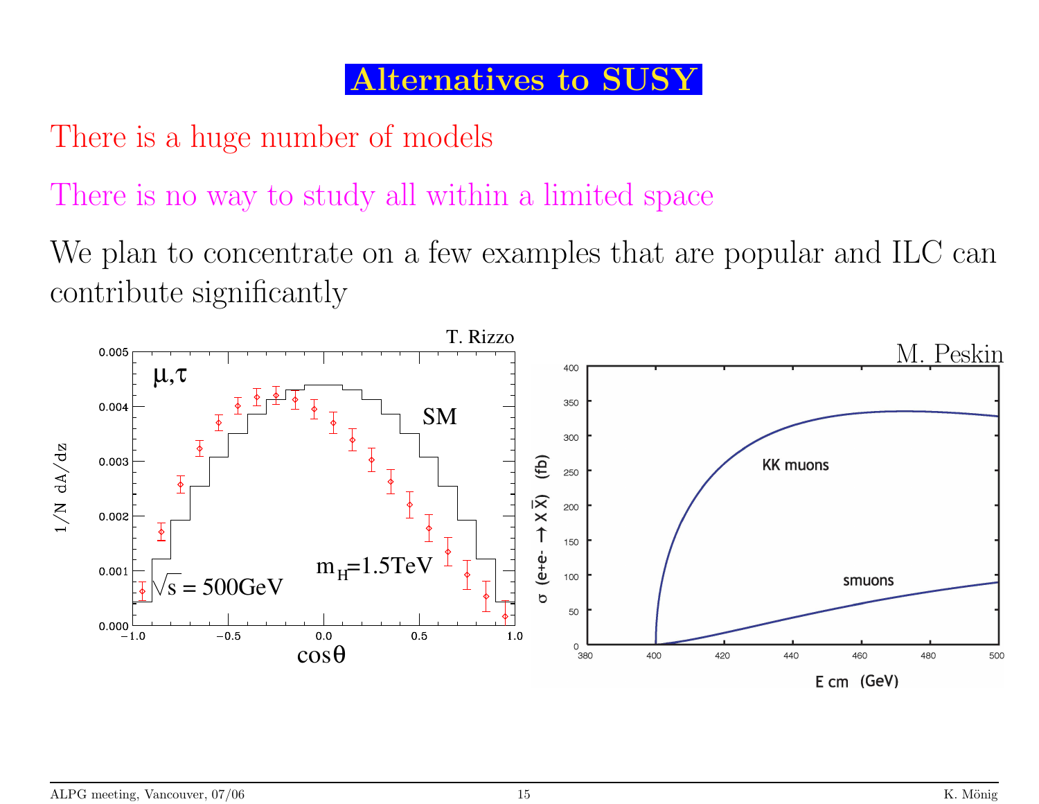# Alternatives to SUSY

There is a huge number of models

There is no way to study all within a limited space

We plan to concentrate on a few examples that are popular and ILC can contribute significantly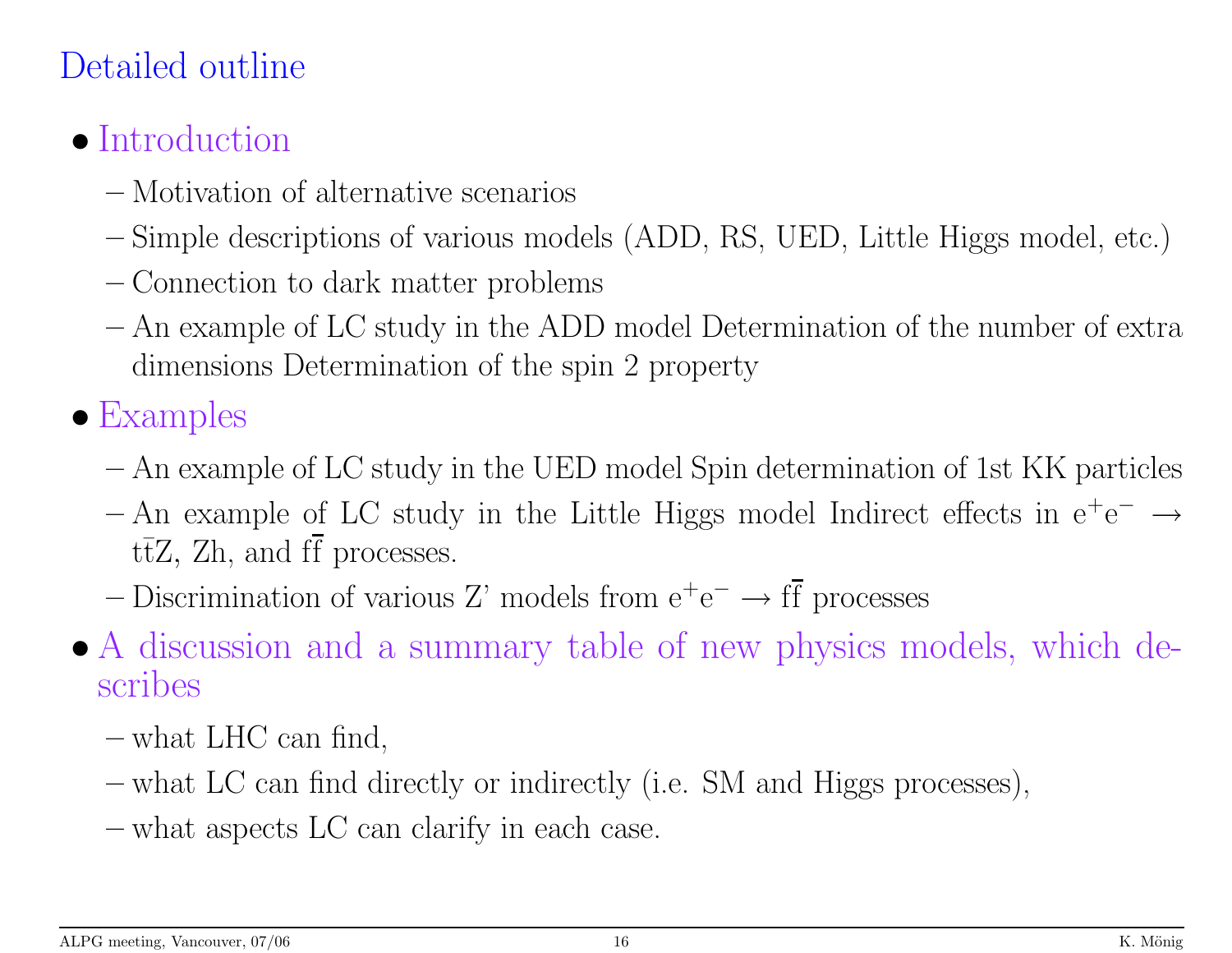# Detailed outline

- Introduction
  - Motivation of alternative scenarios
  - Simple descriptions of various models (ADD, RS, UED, Little Higgs model, etc.)
  - Connection to dark matter problems
  - An example of LC study in the ADD model Determination of the number of extra dimensions Determination of the spin 2 property
- Examples
  - An example of LC study in the UED model Spin determination of 1st KK particles
  - An example of LC study in the Little Higgs model Indirect effects in $e^+e^- \rightarrow t\bar{t}Z$, Zh, and $f\bar{f}$ processes.
  - Discrimination of various Z' models from $e^+e^- \rightarrow f\bar{f}$ processes
- A discussion and a summary table of new physics models, which describes
  - what LHC can find,
  - what LC can find directly or indirectly (i.e. SM and Higgs processes),
  - what aspects LC can clarify in each case.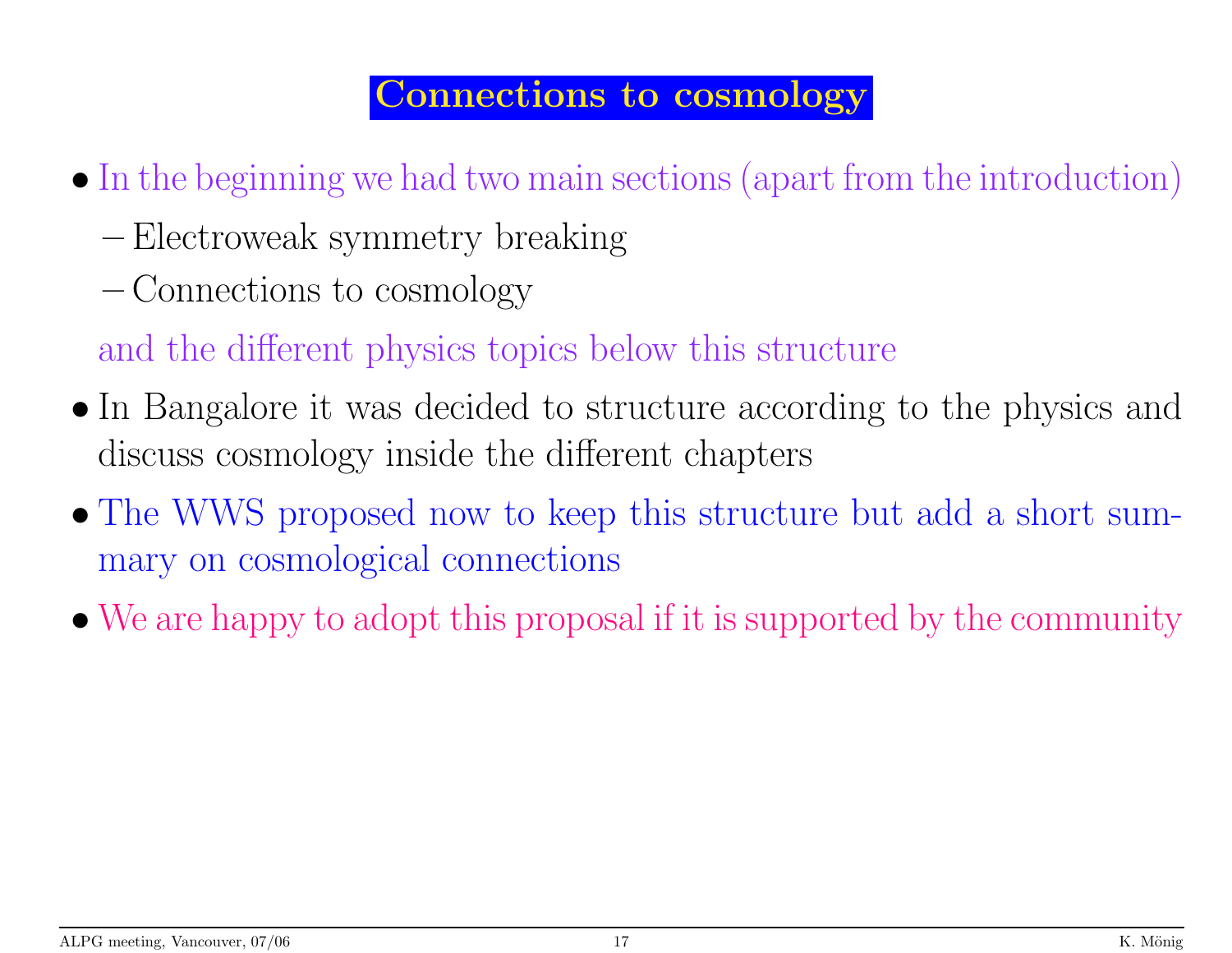# Connections to cosmology

- In the beginning we had two main sections (apart from the introduction)
  - Electroweak symmetry breaking
  - Connections to cosmology

  and the different physics topics below this structure
- In Bangalore it was decided to structure according to the physics and discuss cosmology inside the different chapters
- The WWS proposed now to keep this structure but add a short summary on cosmological connections
- We are happy to adopt this proposal if it is supported by the community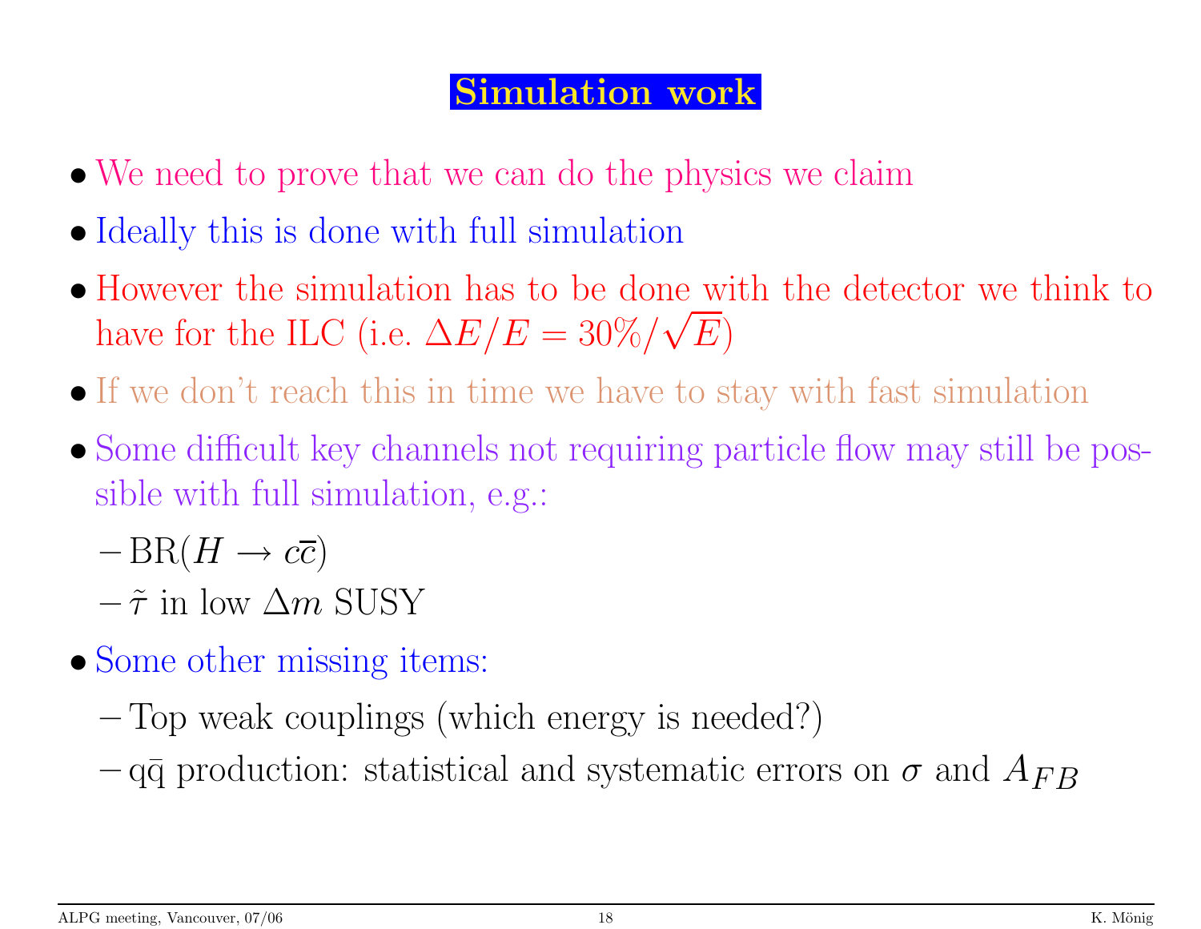# Simulation work

- We need to prove that we can do the physics we claim
- Ideally this is done with full simulation
- However the simulation has to be done with the detector we think to have for the ILC (i.e. $\Delta E/E = 30\%/\sqrt{E}$)
- If we don't reach this in time we have to stay with fast simulation
- Some difficult key channels not requiring particle flow may still be possible with full simulation, e.g.:
  - BR($H \to c\overline{c}$)
  - $\tilde{\tau}$ in low $\Delta m$ SUSY
- Some other missing items:
  - Top weak couplings (which energy is needed?)
  - $q\bar{q}$ production: statistical and systematic errors on $\sigma$ and $A_{FB}$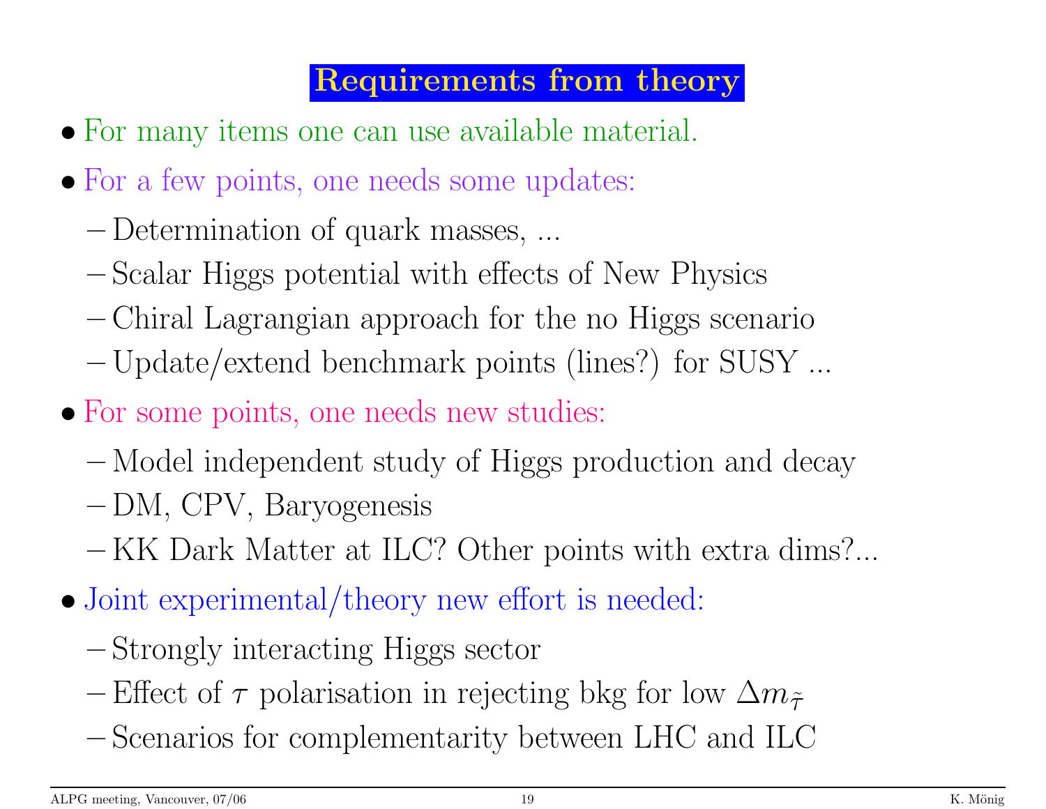## Requirements from theory

- For many items one can use available material.
- For a few points, one needs some updates:
  - Determination of quark masses, ...
  - Scalar Higgs potential with effects of New Physics
  - Chiral Lagrangian approach for the no Higgs scenario
  - Update/extend benchmark points (lines?) for SUSY ...
- For some points, one needs new studies:
  - Model independent study of Higgs production and decay
  - DM, CPV, Baryogenesis
  - KK Dark Matter at ILC? Other points with extra dims?...
- Joint experimental/theory new effort is needed:
  - Strongly interacting Higgs sector
  - Effect of $\tau$ polarisation in rejecting bkg for low $\Delta m_{\tilde{\tau}}$
  - Scenarios for complementarity between LHC and ILC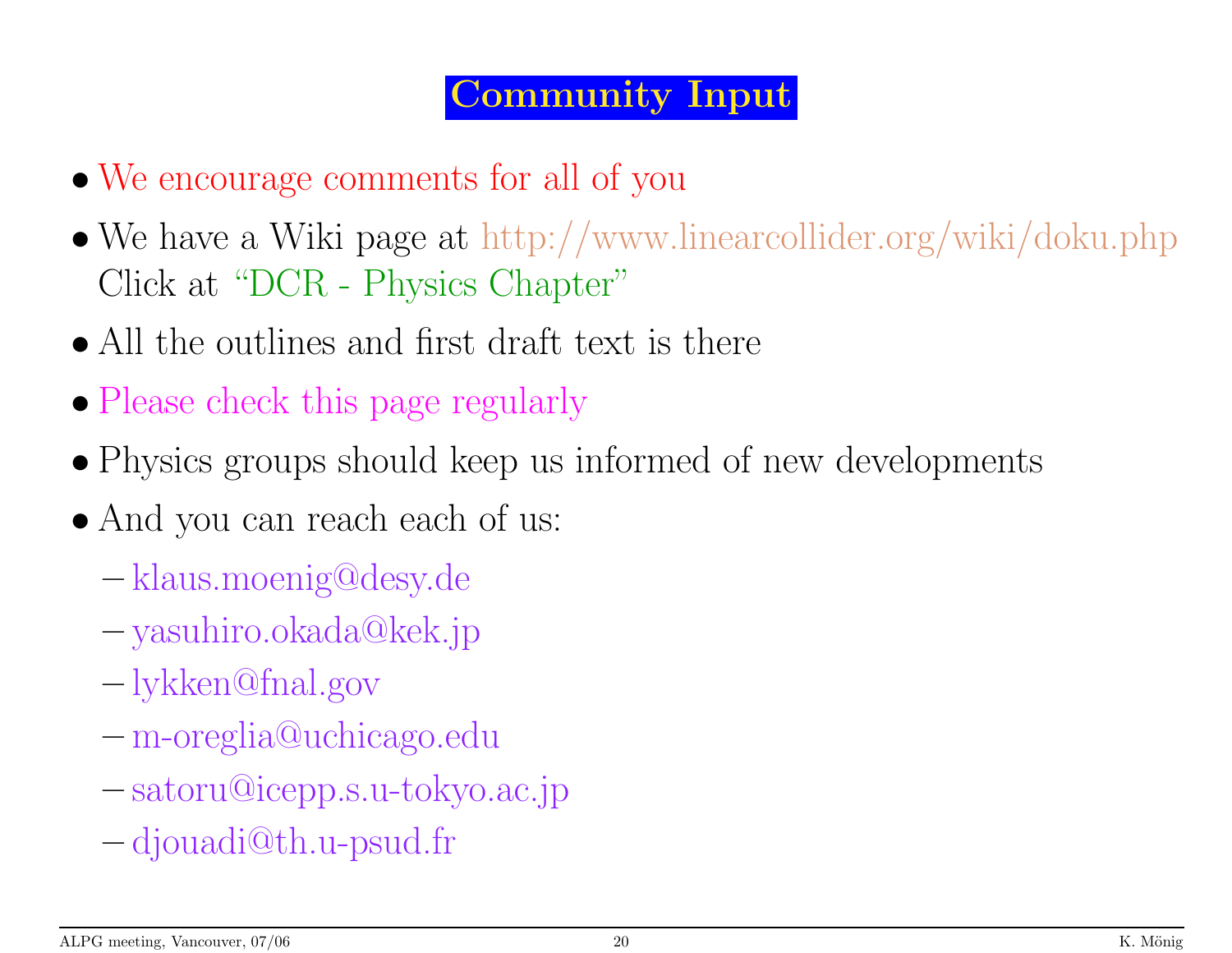# Community Input

- We encourage comments for all of you
- We have a Wiki page at http://www.linearcollider.org/wiki/doku.php
  Click at "DCR - Physics Chapter"
- All the outlines and first draft text is there
- Please check this page regularly
- Physics groups should keep us informed of new developments
- And you can reach each of us:
  - klaus.moenig@desy.de
  - yasuhiro.okada@kek.jp
  - lykken@fnal.gov
  - m-oreglia@uchicago.edu
  - satoru@icepp.s.u-tokyo.ac.jp
  - djouadi@th.u-psud.fr